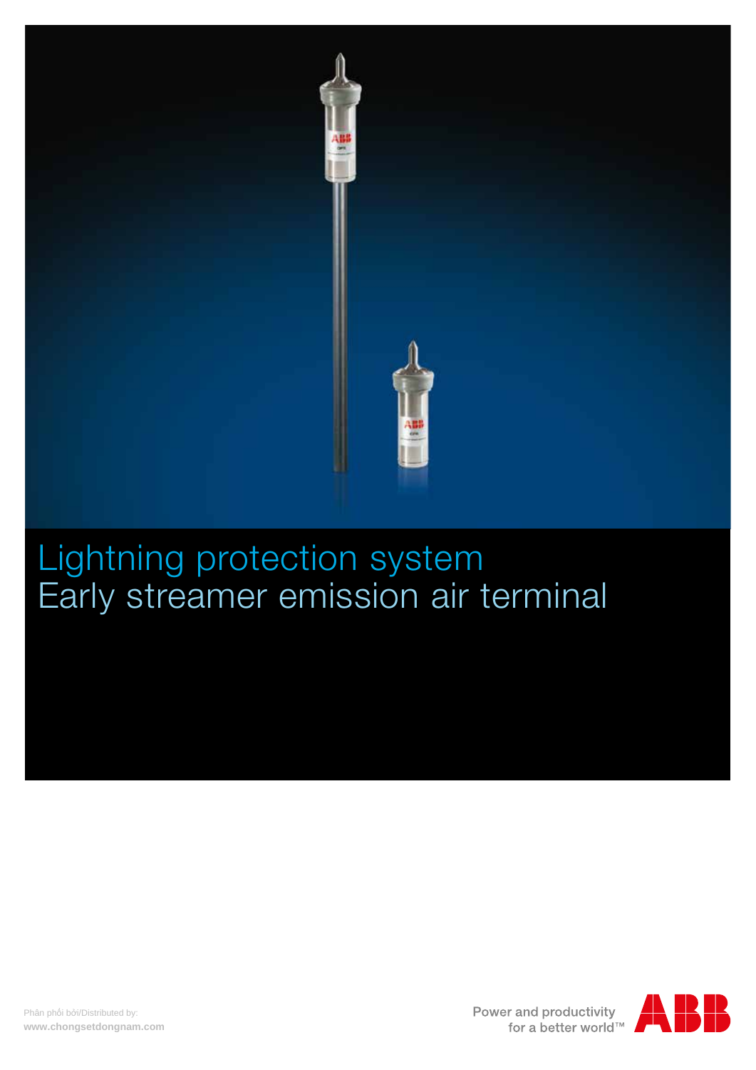# Lightning protection system
## Early streamer emission air terminal

Phân phối bởi/Distributed by:
**www.chongsetdongnam.com**

Power and productivity
for a better world™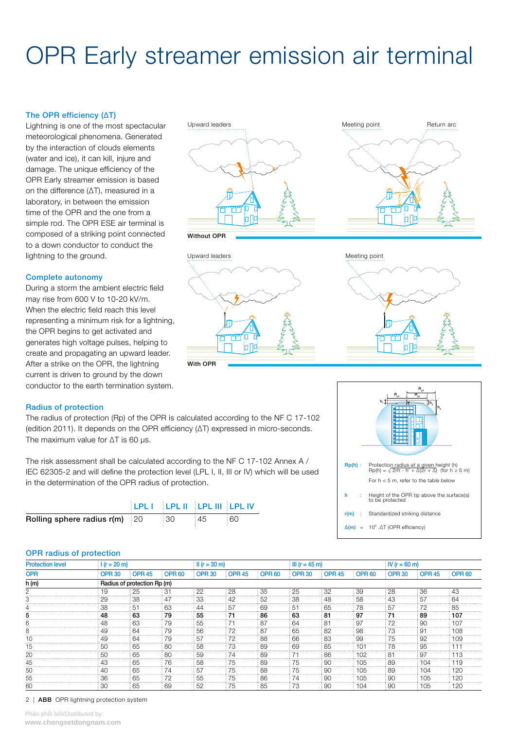# OPR Early streamer emission air terminal

### The OPR efficiency (ΔT)

Lightning is one of the most spectacular meteorological phenomena. Generated by the interaction of clouds elements (water and ice), it can kill, injure and damage. The unique efficiency of the OPR Early streamer emission is based on the difference (ΔT), measured in a laboratory, in between the emission time of the OPR and the one from a simple rod. The OPR ESE air terminal is composed of a striking point connected to a down conductor to conduct the lightning to the ground.

Upward leaders — Meeting point — Return arc

**Without OPR**

Upward leaders — Meeting point

**With OPR**

### Complete autonomy

During a storm the ambient electric field may rise from 600 V to 10-20 kV/m. When the electric field reach this level representing a minimum risk for a lightning, the OPR begins to get activated and generates high voltage pulses, helping to create and propagating an upward leader. After a strike on the OPR, the lightning current is driven to ground by the down conductor to the earth termination system.

### Radius of protection

The radius of protection (Rp) of the OPR is calculated according to the NF C 17-102 (edition 2011). It depends on the OPR efficiency (ΔT) expressed in micro-seconds. The maximum value for ΔT is 60 µs.

The risk assessment shall be calculated according to the NF C 17-102 Annex A / IEC 62305-2 and will define the protection level (LPL I, II, III or IV) which will be used in the determination of the OPR radius of protection.

| | LPL I | LPL II | LPL III | LPL IV |
|---|---|---|---|---|
| **Rolling sphere radius r(m)** | 20 | 30 | 45 | 60 |

**Rp(h)** : Protection radius at a given height (h)
$Rp(h) = \sqrt{2rh - h^2 + \Delta(2r + \Delta)}$ (for h ≥ 5 m)
For h < 5 m, refer to the table below

**h** : Height of the OPR tip above the surface(s) to be protected

**r(m)** : Standardized striking distance

**Δ(m)** = $10^6 . \Delta T$ (OPR efficiency)

### OPR radius of protection

| Protection level | I (r = 20 m) | | | II (r = 30 m) | | | III (r = 45 m) | | | IV (r = 60 m) | | |
|---|---|---|---|---|---|---|---|---|---|---|---|---|
| OPR | OPR 30 | OPR 45 | OPR 60 | OPR 30 | OPR 45 | OPR 60 | OPR 30 | OPR 45 | OPR 60 | OPR 30 | OPR 45 | OPR 60 |
| h (m) | Radius of protection Rp (m) | | | | | | | | | | | |
| 2 | 19 | 25 | 31 | 22 | 28 | 35 | 25 | 32 | 39 | 28 | 36 | 43 |
| 3 | 29 | 38 | 47 | 33 | 42 | 52 | 38 | 48 | 58 | 43 | 57 | 64 |
| 4 | 38 | 51 | 63 | 44 | 57 | 69 | 51 | 65 | 78 | 57 | 72 | 85 |
| **5** | **48** | **63** | **79** | **55** | **71** | **86** | **63** | **81** | **97** | **71** | **89** | **107** |
| 6 | 48 | 63 | 79 | 55 | 71 | 87 | 64 | 81 | 97 | 72 | 90 | 107 |
| 8 | 49 | 64 | 79 | 56 | 72 | 87 | 65 | 82 | 98 | 73 | 91 | 108 |
| 10 | 49 | 64 | 79 | 57 | 72 | 88 | 66 | 83 | 99 | 75 | 92 | 109 |
| 15 | 50 | 65 | 80 | 58 | 73 | 89 | 69 | 85 | 101 | 78 | 95 | 111 |
| 20 | 50 | 65 | 80 | 59 | 74 | 89 | 71 | 86 | 102 | 81 | 97 | 113 |
| 45 | 43 | 65 | 76 | 58 | 75 | 89 | 75 | 90 | 105 | 89 | 104 | 119 |
| 50 | 40 | 65 | 74 | 57 | 75 | 88 | 75 | 90 | 105 | 89 | 104 | 120 |
| 55 | 36 | 65 | 72 | 55 | 75 | 86 | 74 | 90 | 105 | 90 | 105 | 120 |
| 60 | 30 | 65 | 69 | 52 | 75 | 85 | 73 | 90 | 104 | 90 | 105 | 120 |

Phân phối bởi/Distributed by:
www.chongsetdongnam.com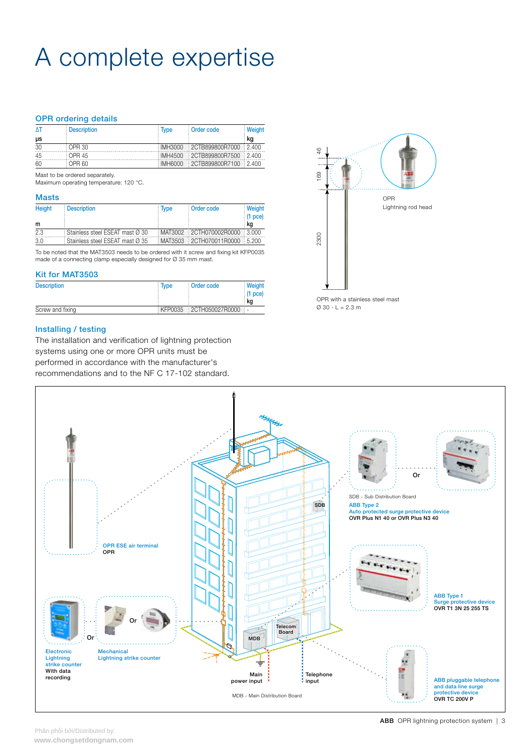# A complete expertise

## OPR ordering details

| ΔT<br>µs | Description | Type | Order code | Weight<br>kg |
|---|---|---|---|---|
| 30 | OPR 30 | IMH3000 | 2CTB899800R7000 | 2.400 |
| 45 | OPR 45 | IMH4500 | 2CTB899800R7500 | 2.400 |
| 60 | OPR 60 | IMH6000 | 2CTB899800R7100 | 2.400 |

Mast to be ordered separately.
Maximum operating temperature: 120 °C.

## Masts

| Height<br>m | Description | Type | Order code | Weight (1 pce)<br>kg |
|---|---|---|---|---|
| 2.3 | Stainless steel ESEAT mast Ø 30 | MAT3002 | 2CTH070002R0000 | 3.000 |
| 3.0 | Stainless steel ESEAT mast Ø 35 | MAT3503 | 2CTH070011R0000 | 5.200 |

To be noted that the MAT3503 needs to be ordered with it screw and fixing kit KFP0035 made of a connecting clamp especially designed for Ø 35 mm mast.

## Kit for MAT3503

| Description | Type | Order code | Weight (1 pce)<br>kg |
|---|---|---|---|
| Screw and fixing | KFP0035 | 2CTH050027R0000 | - |

46
169
2300

OPR
Lightning rod head

OPR with a stainless steel mast
Ø 30 - L = 2.3 m

## Installing / testing

The installation and verification of lightning protection systems using one or more OPR units must be performed in accordance with the manufacturer's recommendations and to the NF C 17-102 standard.

OPR ESE air terminal
**OPR**

SDB - Sub Distribution Board
ABB Type 2
Auto protected surge protective device
**OVR Plus N1 40 or OVR Plus N3 40**

Or

SDB

ABB Type 1
Surge protective device
**OVR T1 3N 25 255 TS**

Telecom Board

MDB

Electronic Lightning strike counter
**With data recording**

Or

Mechanical Lightning strike counter

Or

Main power input

Telephone input

MDB - Main Distribution Board

ABB pluggable telephone and data line surge protective device
**OVR TC 200V P**

Phân phối bởi/Distributed by:
www.chongsetdongnam.com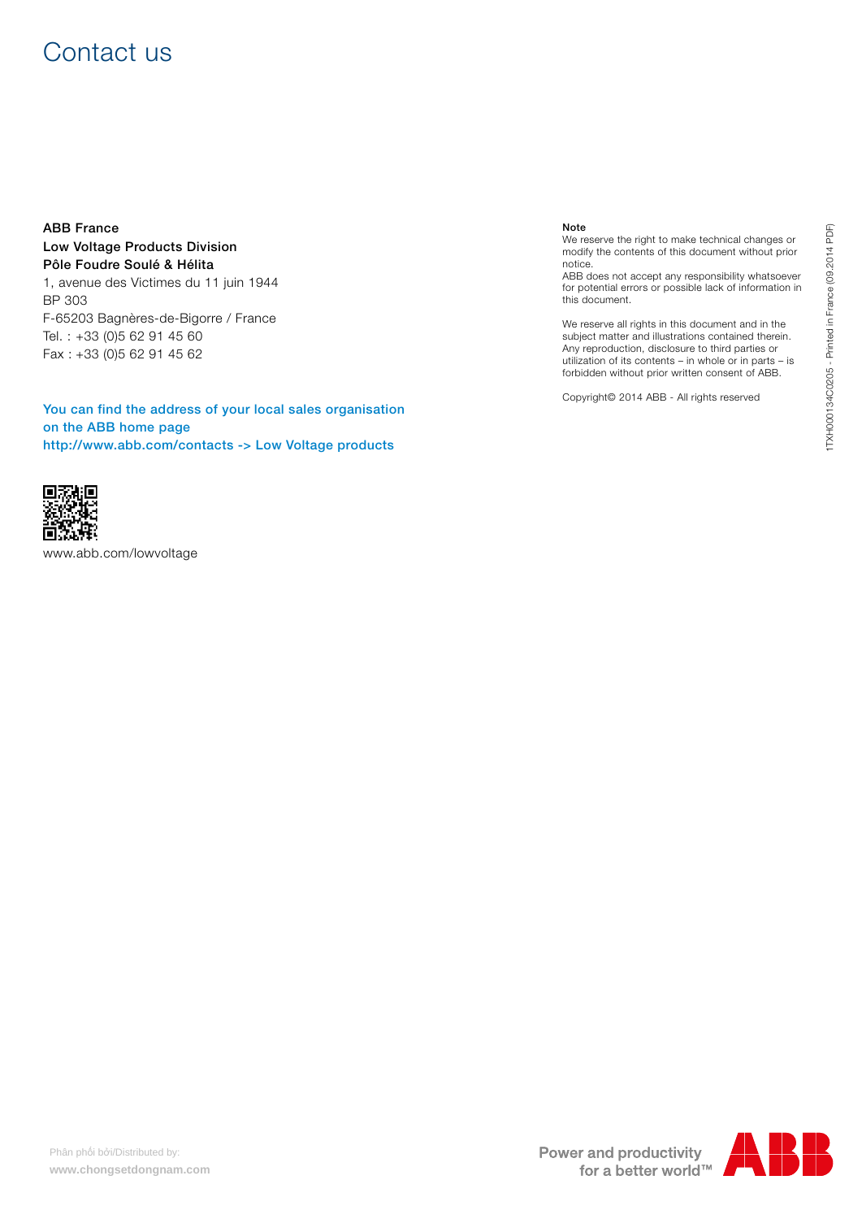# Contact us

**ABB France**
**Low Voltage Products Division**
**Pôle Foudre Soulé & Hélita**
1, avenue des Victimes du 11 juin 1944
BP 303
F-65203 Bagnères-de-Bigorre / France
Tel. : +33 (0)5 62 91 45 60
Fax : +33 (0)5 62 91 45 62

**You can find the address of your local sales organisation on the ABB home page**
**http://www.abb.com/contacts -> Low Voltage products**

www.abb.com/lowvoltage

**Note**
We reserve the right to make technical changes or modify the contents of this document without prior notice.
ABB does not accept any responsibility whatsoever for potential errors or possible lack of information in this document.

We reserve all rights in this document and in the subject matter and illustrations contained therein. Any reproduction, disclosure to third parties or utilization of its contents – in whole or in parts – is forbidden without prior written consent of ABB.

Copyright© 2014 ABB - All rights reserved

1TXH000134C0205 - Printed in France (09.2014 PDF)

Phân phối bởi/Distributed by:
www.chongsetdongnam.com

Power and productivity
for a better world™